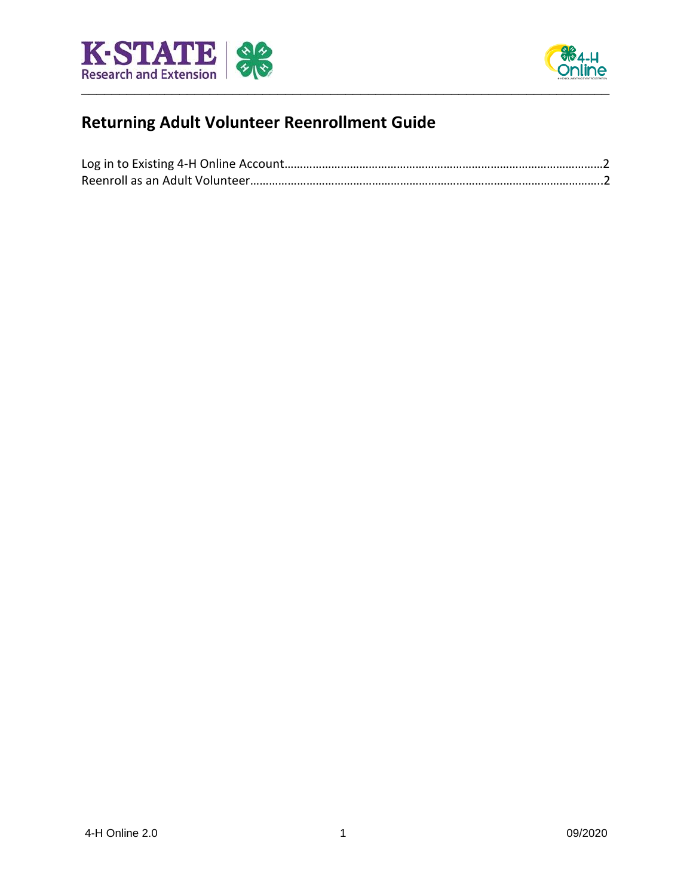# Returning Adult Volunteer Reenrollment Guide

Log in to Existing 4-H Online Account……………………………………………………………………………………2
Reenroll as an Adult Volunteer…………………………………………………………………………………………..2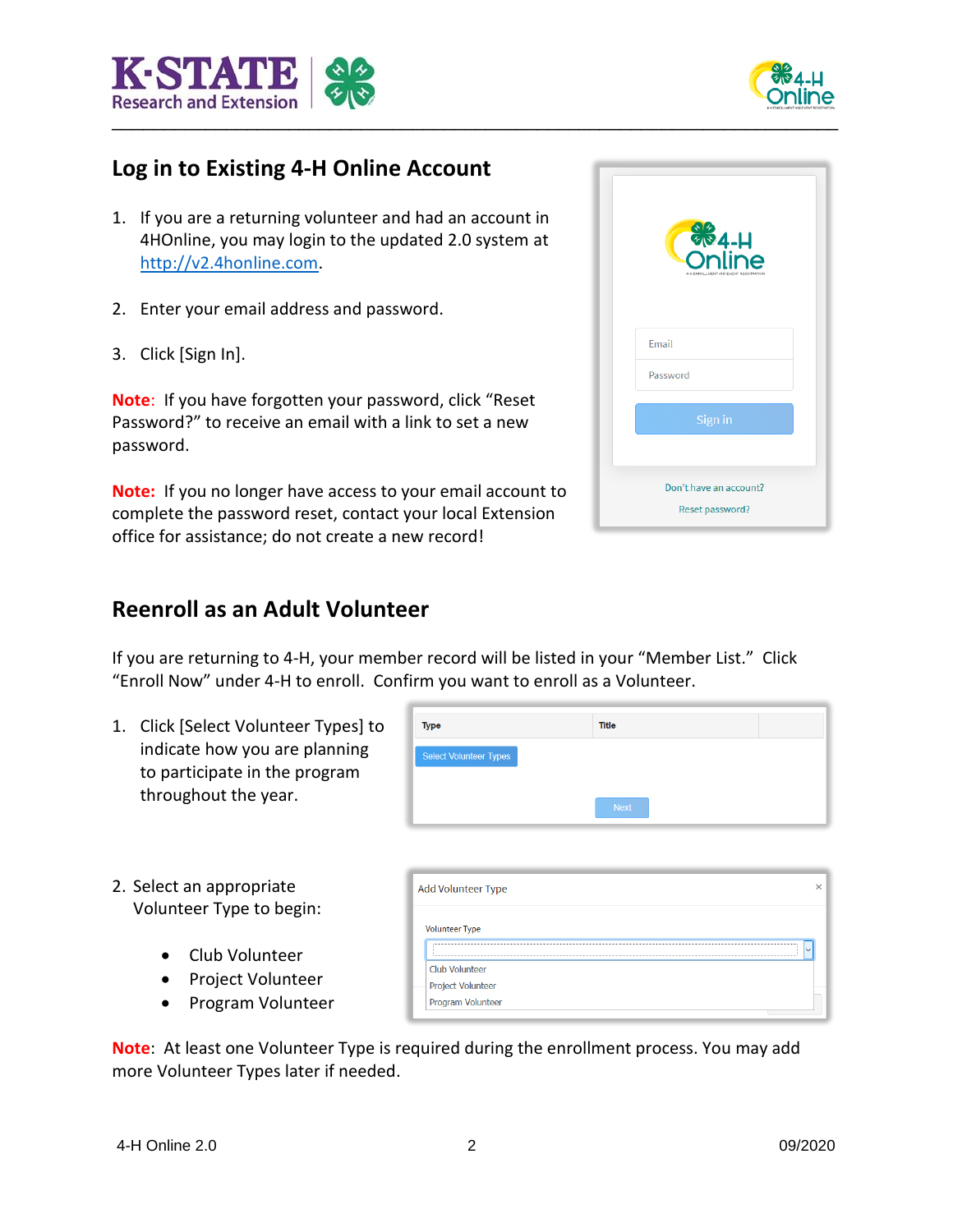## Log in to Existing 4-H Online Account

1. If you are a returning volunteer and had an account in 4HOnline, you may login to the updated 2.0 system at [http://v2.4honline.com](http://v2.4honline.com).

2. Enter your email address and password.

3. Click [Sign In].

**Note:** If you have forgotten your password, click "Reset Password?" to receive an email with a link to set a new password.

**Note:** If you no longer have access to your email account to complete the password reset, contact your local Extension office for assistance; do not create a new record!

## Reenroll as an Adult Volunteer

If you are returning to 4-H, your member record will be listed in your "Member List." Click "Enroll Now" under 4-H to enroll. Confirm you want to enroll as a Volunteer.

1. Click [Select Volunteer Types] to indicate how you are planning to participate in the program throughout the year.

2. Select an appropriate Volunteer Type to begin:

   - Club Volunteer
   - Project Volunteer
   - Program Volunteer

**Note:** At least one Volunteer Type is required during the enrollment process. You may add more Volunteer Types later if needed.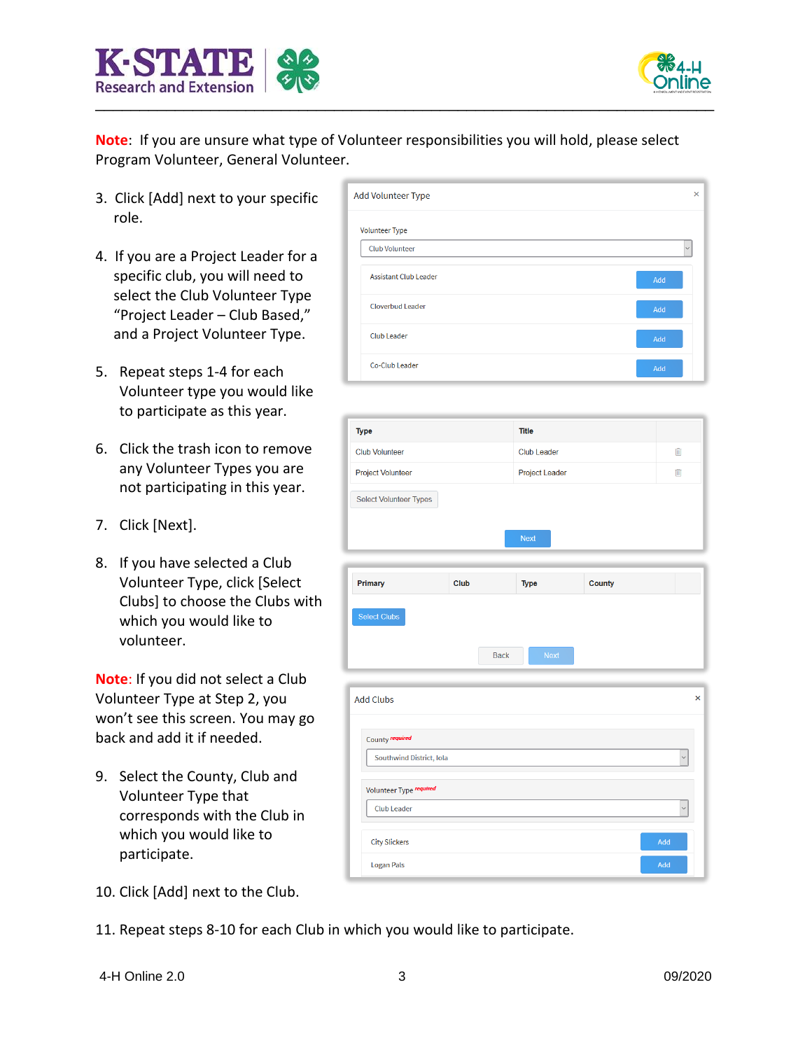**Note**: If you are unsure what type of Volunteer responsibilities you will hold, please select Program Volunteer, General Volunteer.

3. Click [Add] next to your specific role.

4. If you are a Project Leader for a specific club, you will need to select the Club Volunteer Type "Project Leader – Club Based," and a Project Volunteer Type.

5. Repeat steps 1-4 for each Volunteer type you would like to participate as this year.

6. Click the trash icon to remove any Volunteer Types you are not participating in this year.

7. Click [Next].

8. If you have selected a Club Volunteer Type, click [Select Clubs] to choose the Clubs with which you would like to volunteer.

**Note**: If you did not select a Club Volunteer Type at Step 2, you won't see this screen. You may go back and add it if needed.

9. Select the County, Club and Volunteer Type that corresponds with the Club in which you would like to participate.

10. Click [Add] next to the Club.

11. Repeat steps 8-10 for each Club in which you would like to participate.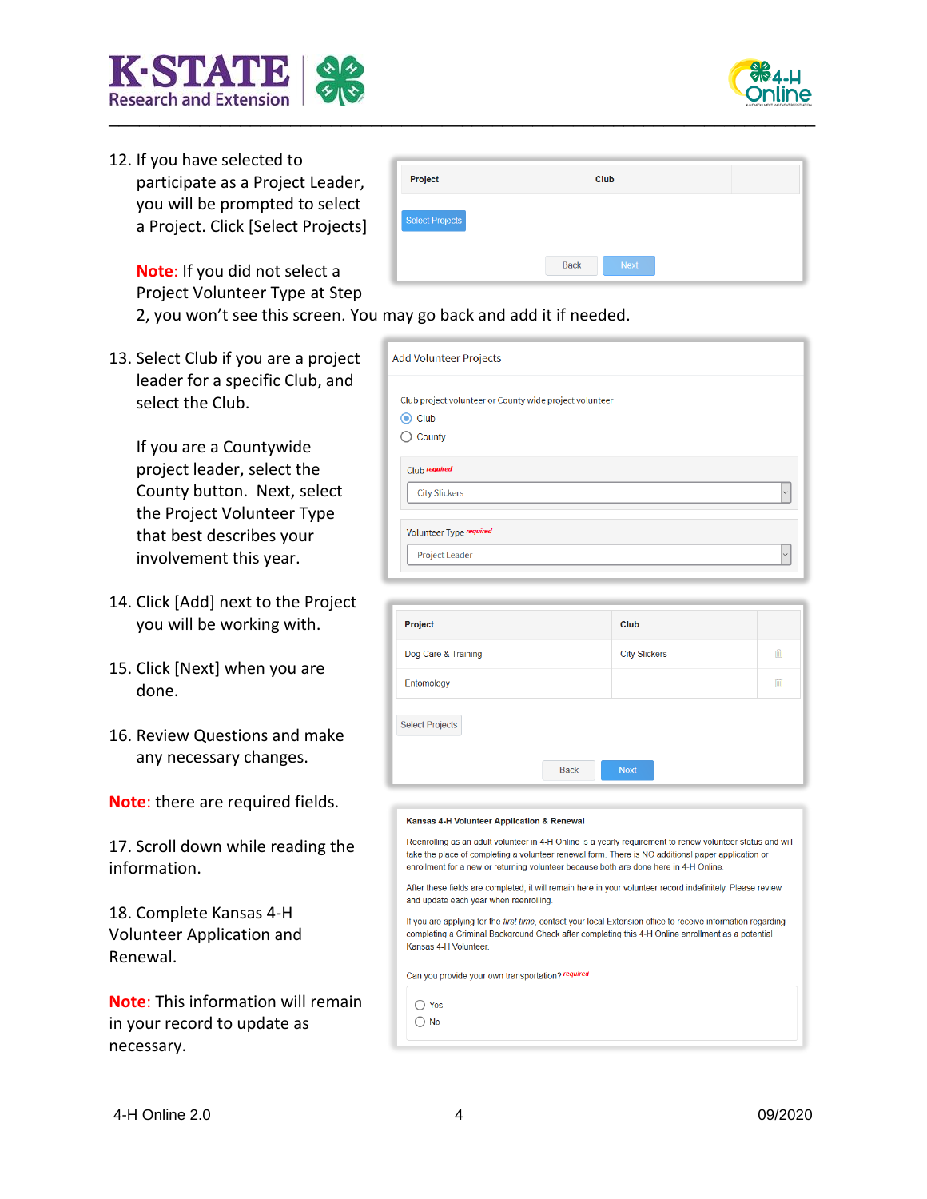12. If you have selected to participate as a Project Leader, you will be prompted to select a Project. Click [Select Projects]

    Note: If you did not select a Project Volunteer Type at Step 2, you won't see this screen. You may go back and add it if needed.

| Project | Club | |
|---|---|---|

Select Projects

Back Next

13. Select Club if you are a project leader for a specific Club, and select the Club.

    If you are a Countywide project leader, select the County button. Next, select the Project Volunteer Type that best describes your involvement this year.

Add Volunteer Projects

Club project volunteer or County wide project volunteer

- Club
- County

Club *required*

City Slickers

Volunteer Type *required*

Project Leader

14. Click [Add] next to the Project you will be working with.

15. Click [Next] when you are done.

16. Review Questions and make any necessary changes.

Note: there are required fields.

| Project | Club | |
|---|---|---|
| Dog Care & Training | City Slickers | |
| Entomology | | |

Select Projects

Back Next

17. Scroll down while reading the information.

18. Complete Kansas 4-H Volunteer Application and Renewal.

Note: This information will remain in your record to update as necessary.

**Kansas 4-H Volunteer Application & Renewal**

Reenrolling as an adult volunteer in 4-H Online is a yearly requirement to renew volunteer status and will take the place of completing a volunteer renewal form. There is NO additional paper application or enrollment for a new or returning volunteer because both are done here in 4-H Online.

After these fields are completed, it will remain here in your volunteer record indefinitely. Please review and update each year when reenrolling.

If you are applying for the *first time*, contact your local Extension office to receive information regarding completing a Criminal Background Check after completing this 4-H Online enrollment as a potential Kansas 4-H Volunteer.

Can you provide your own transportation? *required*

- Yes
- No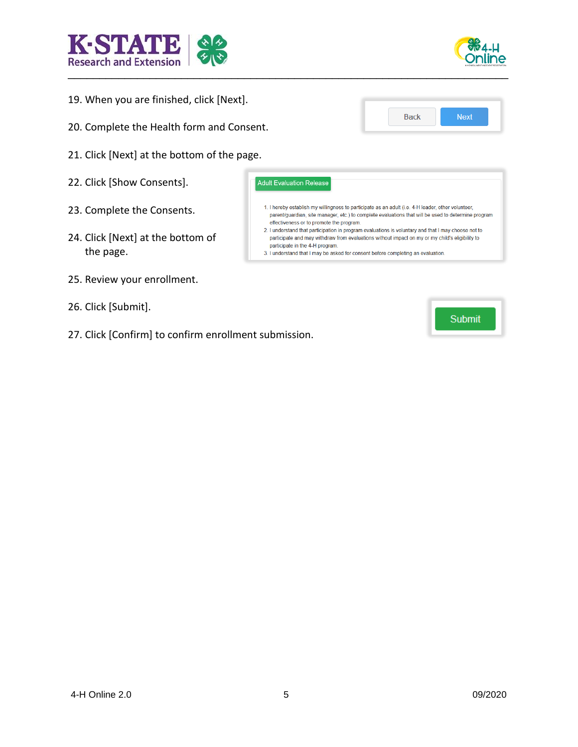19. When you are finished, click [Next].

20. Complete the Health form and Consent.

21. Click [Next] at the bottom of the page.

22. Click [Show Consents].

23. Complete the Consents.

24. Click [Next] at the bottom of the page.

25. Review your enrollment.

26. Click [Submit].

27. Click [Confirm] to confirm enrollment submission.